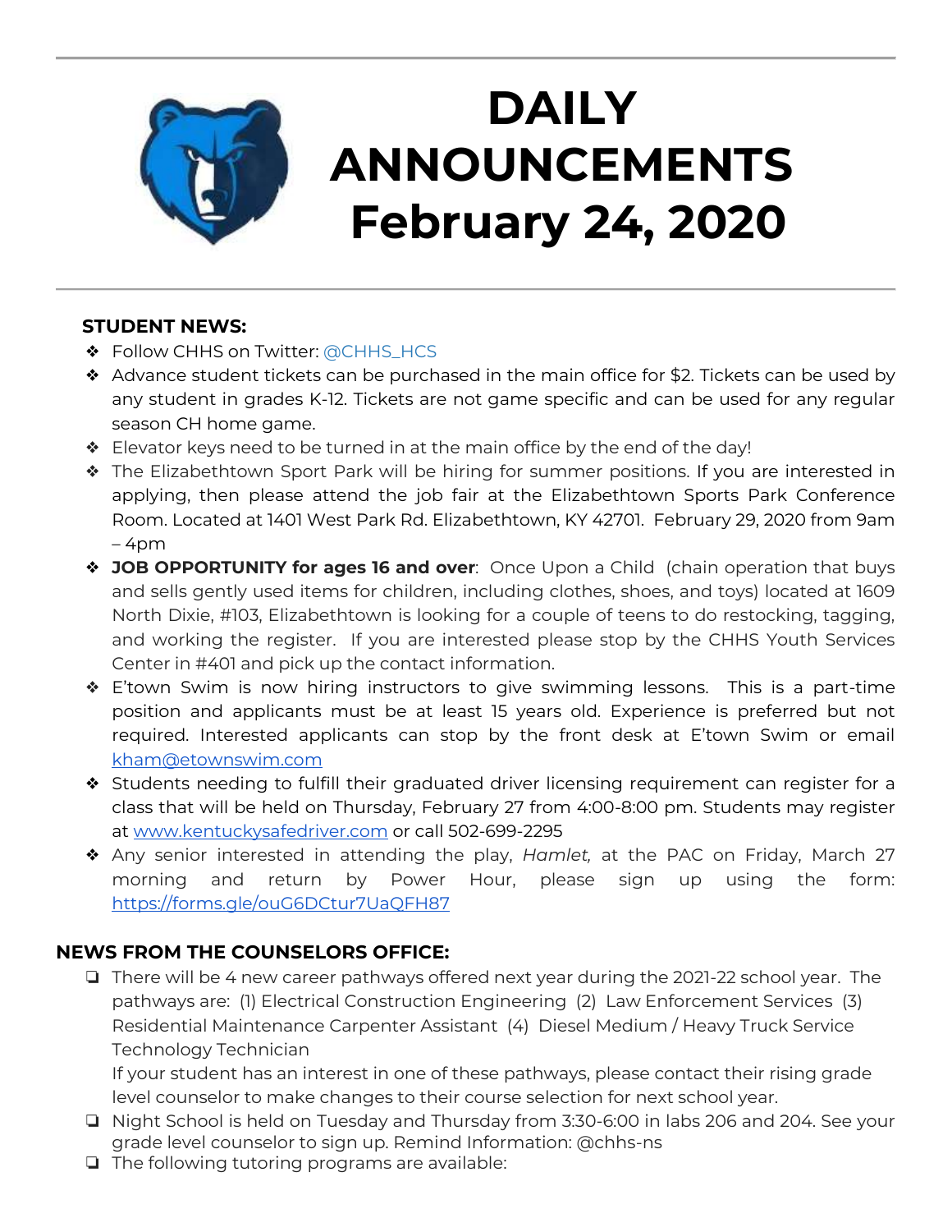# DAILY ANNOUNCEMENTS February 24, 2020

## STUDENT NEWS:

- Follow CHHS on Twitter: @CHHS_HCS
- Advance student tickets can be purchased in the main office for $2. Tickets can be used by any student in grades K-12. Tickets are not game specific and can be used for any regular season CH home game.
- Elevator keys need to be turned in at the main office by the end of the day!
- The Elizabethtown Sport Park will be hiring for summer positions. If you are interested in applying, then please attend the job fair at the Elizabethtown Sports Park Conference Room. Located at 1401 West Park Rd. Elizabethtown, KY 42701. February 29, 2020 from 9am – 4pm
- **JOB OPPORTUNITY for ages 16 and over**: Once Upon a Child (chain operation that buys and sells gently used items for children, including clothes, shoes, and toys) located at 1609 North Dixie, #103, Elizabethtown is looking for a couple of teens to do restocking, tagging, and working the register. If you are interested please stop by the CHHS Youth Services Center in #401 and pick up the contact information.
- E'town Swim is now hiring instructors to give swimming lessons. This is a part-time position and applicants must be at least 15 years old. Experience is preferred but not required. Interested applicants can stop by the front desk at E'town Swim or email kham@etownswim.com
- Students needing to fulfill their graduated driver licensing requirement can register for a class that will be held on Thursday, February 27 from 4:00-8:00 pm. Students may register at www.kentuckysafedriver.com or call 502-699-2295
- Any senior interested in attending the play, *Hamlet,* at the PAC on Friday, March 27 morning and return by Power Hour, please sign up using the form: https://forms.gle/ouG6DCtur7UaQFH87

## NEWS FROM THE COUNSELORS OFFICE:

- There will be 4 new career pathways offered next year during the 2021-22 school year. The pathways are: (1) Electrical Construction Engineering (2) Law Enforcement Services (3) Residential Maintenance Carpenter Assistant (4) Diesel Medium / Heavy Truck Service Technology Technician
  If your student has an interest in one of these pathways, please contact their rising grade level counselor to make changes to their course selection for next school year.
- Night School is held on Tuesday and Thursday from 3:30-6:00 in labs 206 and 204. See your grade level counselor to sign up. Remind Information: @chhs-ns
- The following tutoring programs are available: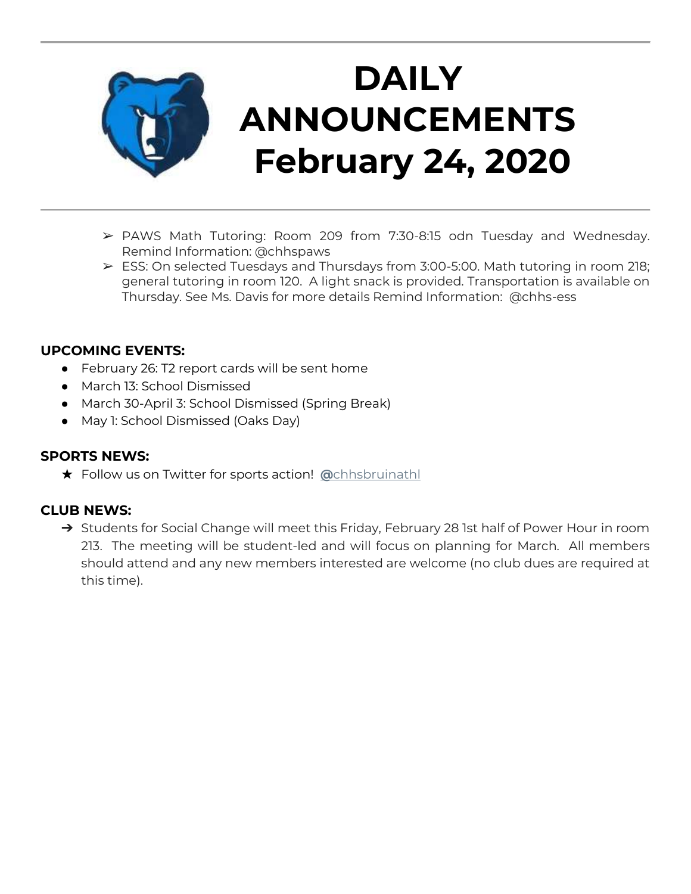# DAILY ANNOUNCEMENTS February 24, 2020

- PAWS Math Tutoring: Room 209 from 7:30-8:15 odn Tuesday and Wednesday. Remind Information: @chhspaws
- ESS: On selected Tuesdays and Thursdays from 3:00-5:00. Math tutoring in room 218; general tutoring in room 120. A light snack is provided. Transportation is available on Thursday. See Ms. Davis for more details Remind Information: @chhs-ess

**UPCOMING EVENTS:**

- February 26: T2 report cards will be sent home
- March 13: School Dismissed
- March 30-April 3: School Dismissed (Spring Break)
- May 1: School Dismissed (Oaks Day)

**SPORTS NEWS:**

- Follow us on Twitter for sports action! @chhsbruinathl

**CLUB NEWS:**

- Students for Social Change will meet this Friday, February 28 1st half of Power Hour in room 213. The meeting will be student-led and will focus on planning for March. All members should attend and any new members interested are welcome (no club dues are required at this time).